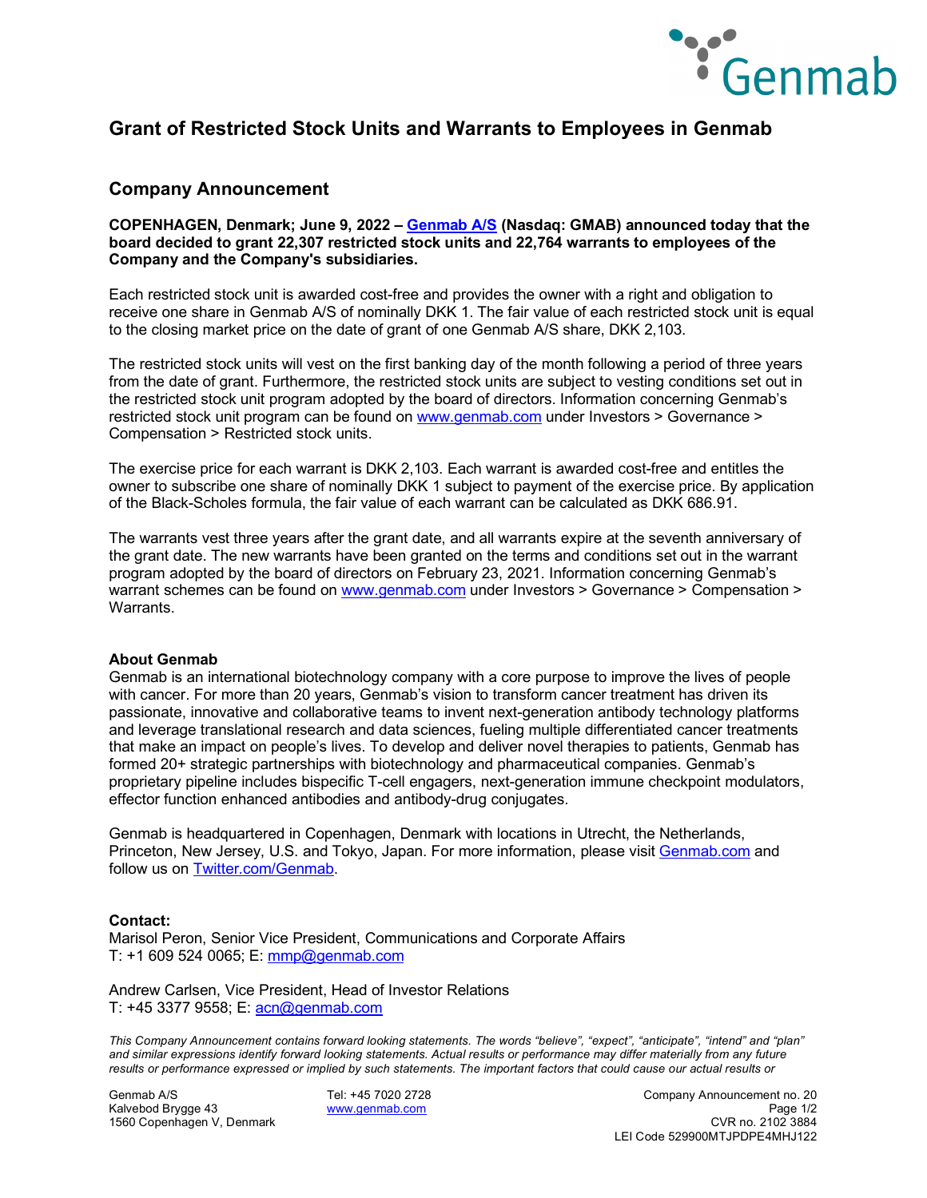# Grant of Restricted Stock Units and Warrants to Employees in Genmab

## Company Announcement

**COPENHAGEN, Denmark; June 9, 2022 – Genmab A/S (Nasdaq: GMAB) announced today that the board decided to grant 22,307 restricted stock units and 22,764 warrants to employees of the Company and the Company's subsidiaries.**

Each restricted stock unit is awarded cost-free and provides the owner with a right and obligation to receive one share in Genmab A/S of nominally DKK 1. The fair value of each restricted stock unit is equal to the closing market price on the date of grant of one Genmab A/S share, DKK 2,103.

The restricted stock units will vest on the first banking day of the month following a period of three years from the date of grant. Furthermore, the restricted stock units are subject to vesting conditions set out in the restricted stock unit program adopted by the board of directors. Information concerning Genmab's restricted stock unit program can be found on www.genmab.com under Investors > Governance > Compensation > Restricted stock units.

The exercise price for each warrant is DKK 2,103. Each warrant is awarded cost-free and entitles the owner to subscribe one share of nominally DKK 1 subject to payment of the exercise price. By application of the Black-Scholes formula, the fair value of each warrant can be calculated as DKK 686.91.

The warrants vest three years after the grant date, and all warrants expire at the seventh anniversary of the grant date. The new warrants have been granted on the terms and conditions set out in the warrant program adopted by the board of directors on February 23, 2021. Information concerning Genmab's warrant schemes can be found on www.genmab.com under Investors > Governance > Compensation > Warrants.

**About Genmab**

Genmab is an international biotechnology company with a core purpose to improve the lives of people with cancer. For more than 20 years, Genmab's vision to transform cancer treatment has driven its passionate, innovative and collaborative teams to invent next-generation antibody technology platforms and leverage translational research and data sciences, fueling multiple differentiated cancer treatments that make an impact on people's lives. To develop and deliver novel therapies to patients, Genmab has formed 20+ strategic partnerships with biotechnology and pharmaceutical companies. Genmab's proprietary pipeline includes bispecific T-cell engagers, next-generation immune checkpoint modulators, effector function enhanced antibodies and antibody-drug conjugates.

Genmab is headquartered in Copenhagen, Denmark with locations in Utrecht, the Netherlands, Princeton, New Jersey, U.S. and Tokyo, Japan. For more information, please visit Genmab.com and follow us on Twitter.com/Genmab.

**Contact:**

Marisol Peron, Senior Vice President, Communications and Corporate Affairs
T: +1 609 524 0065; E: mmp@genmab.com

Andrew Carlsen, Vice President, Head of Investor Relations
T: +45 3377 9558; E: acn@genmab.com

*This Company Announcement contains forward looking statements. The words "believe", "expect", "anticipate", "intend" and "plan" and similar expressions identify forward looking statements. Actual results or performance may differ materially from any future results or performance expressed or implied by such statements. The important factors that could cause our actual results or*

Genmab A/S
Kalvebod Brygge 43
1560 Copenhagen V, Denmark

Tel: +45 7020 2728
www.genmab.com

Company Announcement no. 20
CVR no. 2102 3884
LEI Code 529900MTJPDPE4MHJ122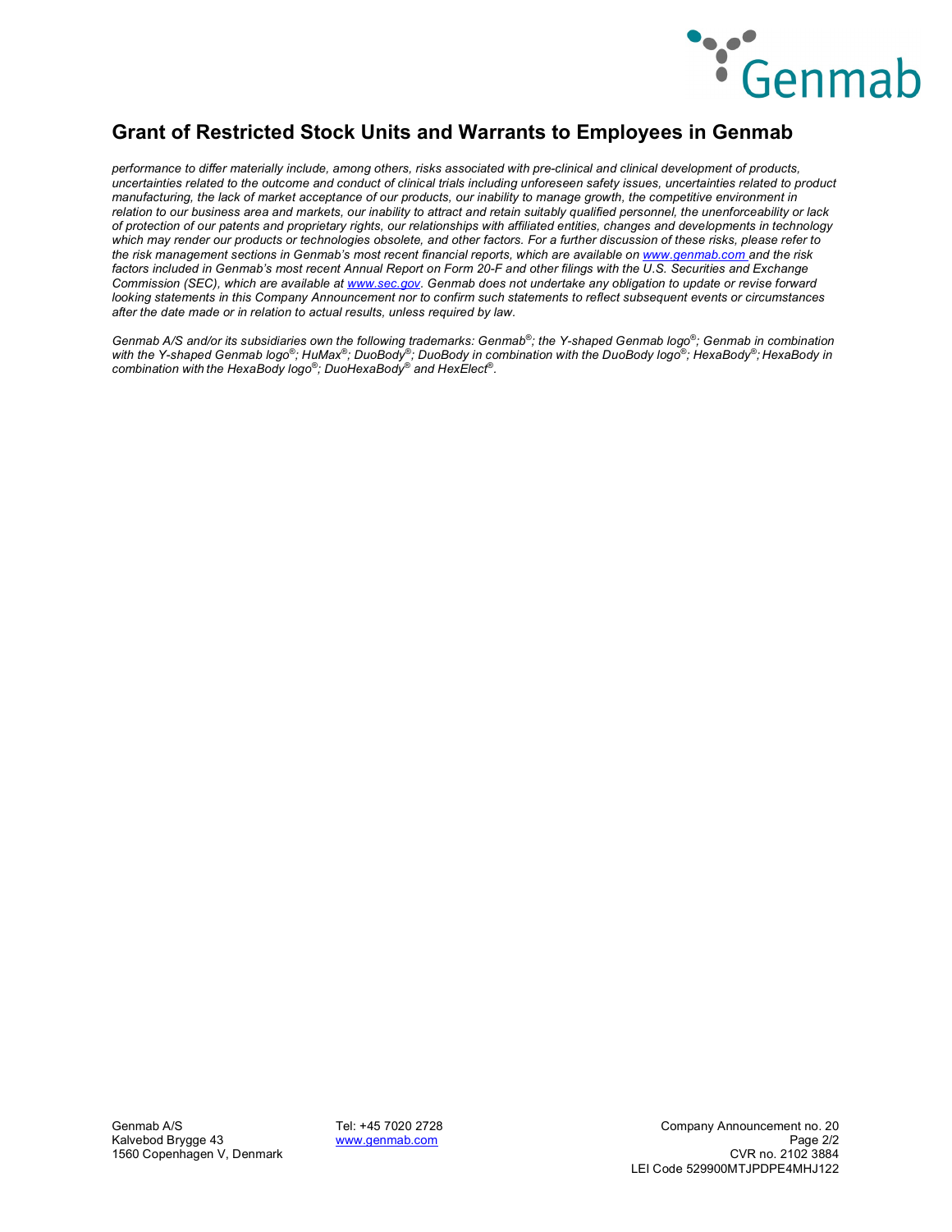*performance to differ materially include, among others, risks associated with pre-clinical and clinical development of products, uncertainties related to the outcome and conduct of clinical trials including unforeseen safety issues, uncertainties related to product manufacturing, the lack of market acceptance of our products, our inability to manage growth, the competitive environment in relation to our business area and markets, our inability to attract and retain suitably qualified personnel, the unenforceability or lack of protection of our patents and proprietary rights, our relationships with affiliated entities, changes and developments in technology which may render our products or technologies obsolete, and other factors. For a further discussion of these risks, please refer to the risk management sections in Genmab's most recent financial reports, which are available on [www.genmab.com](http://www.genmab.com) and the risk factors included in Genmab's most recent Annual Report on Form 20-F and other filings with the U.S. Securities and Exchange Commission (SEC), which are available at [www.sec.gov](http://www.sec.gov). Genmab does not undertake any obligation to update or revise forward looking statements in this Company Announcement nor to confirm such statements to reflect subsequent events or circumstances after the date made or in relation to actual results, unless required by law.*

*Genmab A/S and/or its subsidiaries own the following trademarks: Genmab®; the Y-shaped Genmab logo®; Genmab in combination with the Y-shaped Genmab logo®; HuMax®; DuoBody®; DuoBody in combination with the DuoBody logo®; HexaBody®; HexaBody in combination with the HexaBody logo®; DuoHexaBody® and HexElect®.*